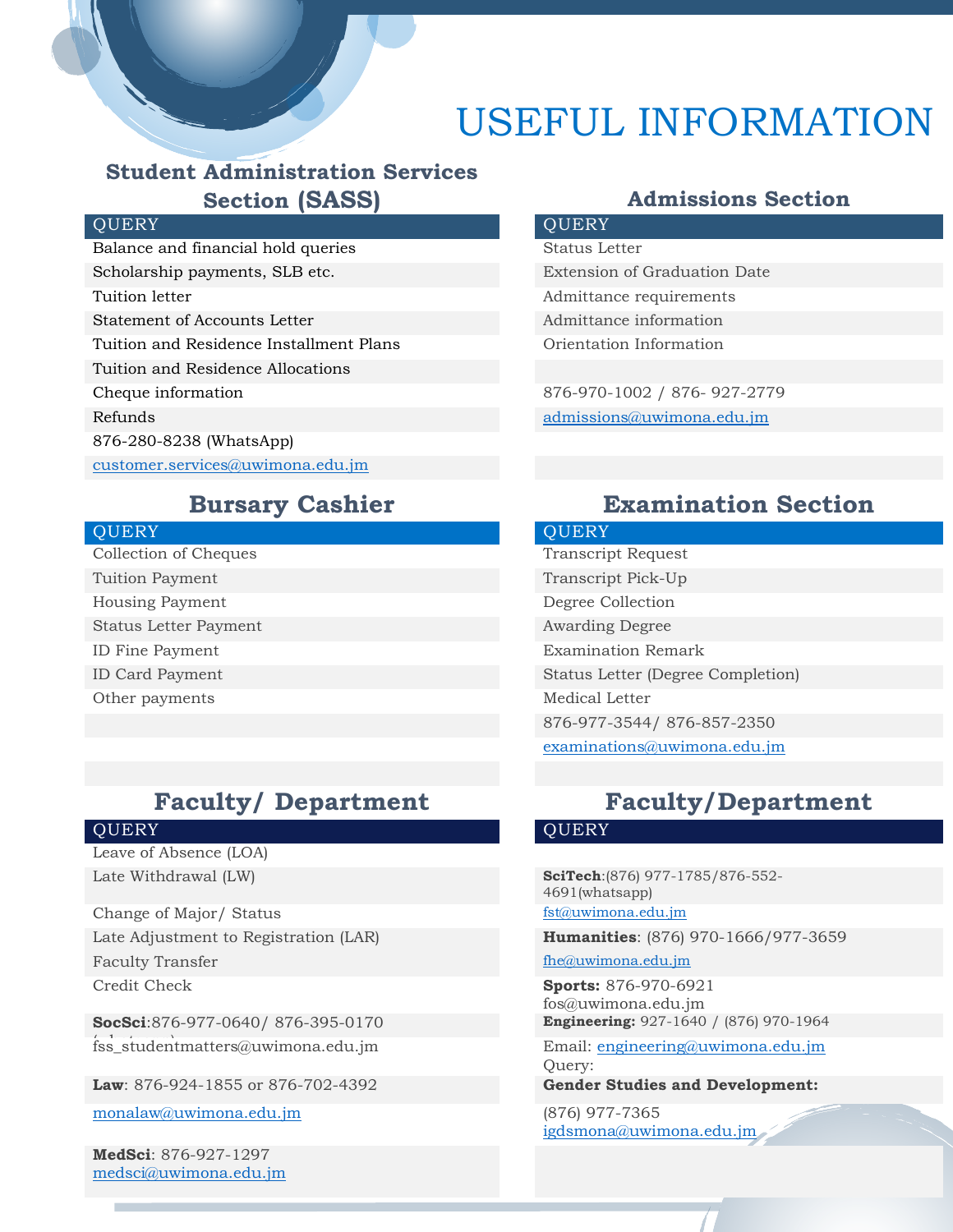# USEFUL INFORMATION

## Student Administration Services Section (SASS)

| QUERY |
|---|
| Balance and financial hold queries |
| Scholarship payments, SLB etc. |
| Tuition letter |
| Statement of Accounts Letter |
| Tuition and Residence Installment Plans |
| Tuition and Residence Allocations |
| Cheque information |
| Refunds |
| 876-280-8238 (WhatsApp) |
| customer.services@uwimona.edu.jm |

## Admissions Section

| QUERY |
|---|
| Status Letter |
| Extension of Graduation Date |
| Admittance requirements |
| Admittance information |
| Orientation Information |
| |
| 876-970-1002 / 876- 927-2779 |
| admissions@uwimona.edu.jm |

## Bursary Cashier

| QUERY |
|---|
| Collection of Cheques |
| Tuition Payment |
| Housing Payment |
| Status Letter Payment |
| ID Fine Payment |
| ID Card Payment |
| Other payments |

## Examination Section

| QUERY |
|---|
| Transcript Request |
| Transcript Pick-Up |
| Degree Collection |
| Awarding Degree |
| Examination Remark |
| Status Letter (Degree Completion) |
| Medical Letter |
| 876-977-3544/ 876-857-2350 |
| examinations@uwimona.edu.jm |

## Faculty/ Department

| QUERY |
|---|
| Leave of Absence (LOA) |
| Late Withdrawal (LW) |
| Change of Major/ Status |
| Late Adjustment to Registration (LAR) |
| Faculty Transfer |
| Credit Check |
| **SocSci**:876-977-0640/ 876-395-0170 (whatsapp) fss_studentmatters@uwimona.edu.jm |
| **Law**: 876-924-1855 or 876-702-4392 monalaw@uwimona.edu.jm |
| **MedSci**: 876-927-1297 medsci@uwimona.edu.jm |

## Faculty/Department

| QUERY |
|---|
| **SciTech**:(876) 977-1785/876-552-4691(whatsapp) fst@uwimona.edu.jm |
| **Humanities**: (876) 970-1666/977-3659 fhe@uwimona.edu.jm |
| **Sports:** 876-970-6921 fos@uwimona.edu.jm |
| **Engineering:** 927-1640 / (876) 970-1964 Email: engineering@uwimona.edu.jm Query: |
| **Gender Studies and Development:** (876) 977-7365 igdsmona@uwimona.edu.jm |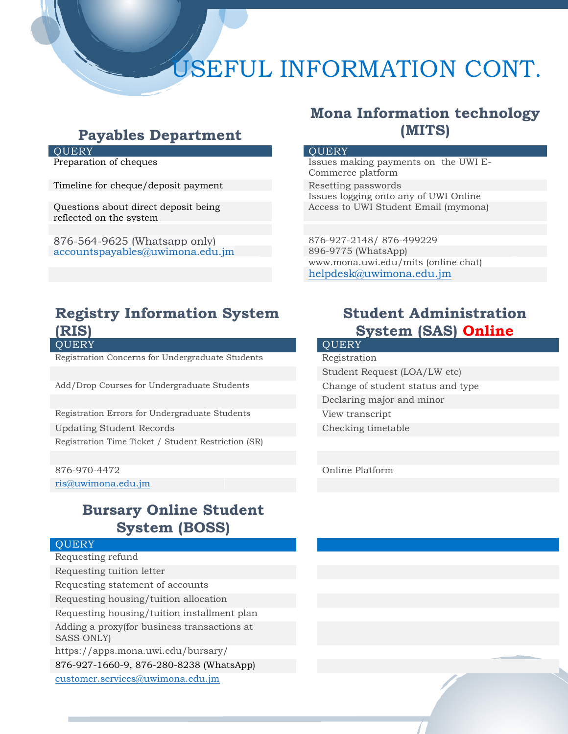# USEFUL INFORMATION CONT.

## Payables Department

| QUERY |
| --- |
| Preparation of cheques |
| Timeline for cheque/deposit payment |
| Questions about direct deposit being reflected on the system |
| |
| 876-564-9625 (Whatsapp only) |
| accountspayables@uwimona.edu.jm |

## Mona Information technology (MITS)

| QUERY |
| --- |
| Issues making payments on the UWI E-Commerce platform |
| Resetting passwords |
| Issues logging onto any of UWI Online |
| Access to UWI Student Email (mymona) |
| |
| 876-927-2148/ 876-499229 |
| 896-9775 (WhatsApp) |
| www.mona.uwi.edu/mits (online chat) |
| helpdesk@uwimona.edu.jm |

## Registry Information System (RIS)

| QUERY |
| --- |
| Registration Concerns for Undergraduate Students |
| Add/Drop Courses for Undergraduate Students |
| Registration Errors for Undergraduate Students |
| Updating Student Records |
| Registration Time Ticket / Student Restriction (SR) |
| |
| 876-970-4472 |
| ris@uwimona.edu.jm |

## Student Administration System (SAS) Online

| QUERY |
| --- |
| Registration |
| Student Request (LOA/LW etc) |
| Change of student status and type |
| Declaring major and minor |
| View transcript |
| Checking timetable |
| |
| Online Platform |

## Bursary Online Student System (BOSS)

| QUERY |
| --- |
| Requesting refund |
| Requesting tuition letter |
| Requesting statement of accounts |
| Requesting housing/tuition allocation |
| Requesting housing/tuition installment plan |
| Adding a proxy(for business transactions at SASS ONLY) |
| https://apps.mona.uwi.edu/bursary/ |
| 876-927-1660-9, 876-280-8238 (WhatsApp) |
| customer.services@uwimona.edu.jm |